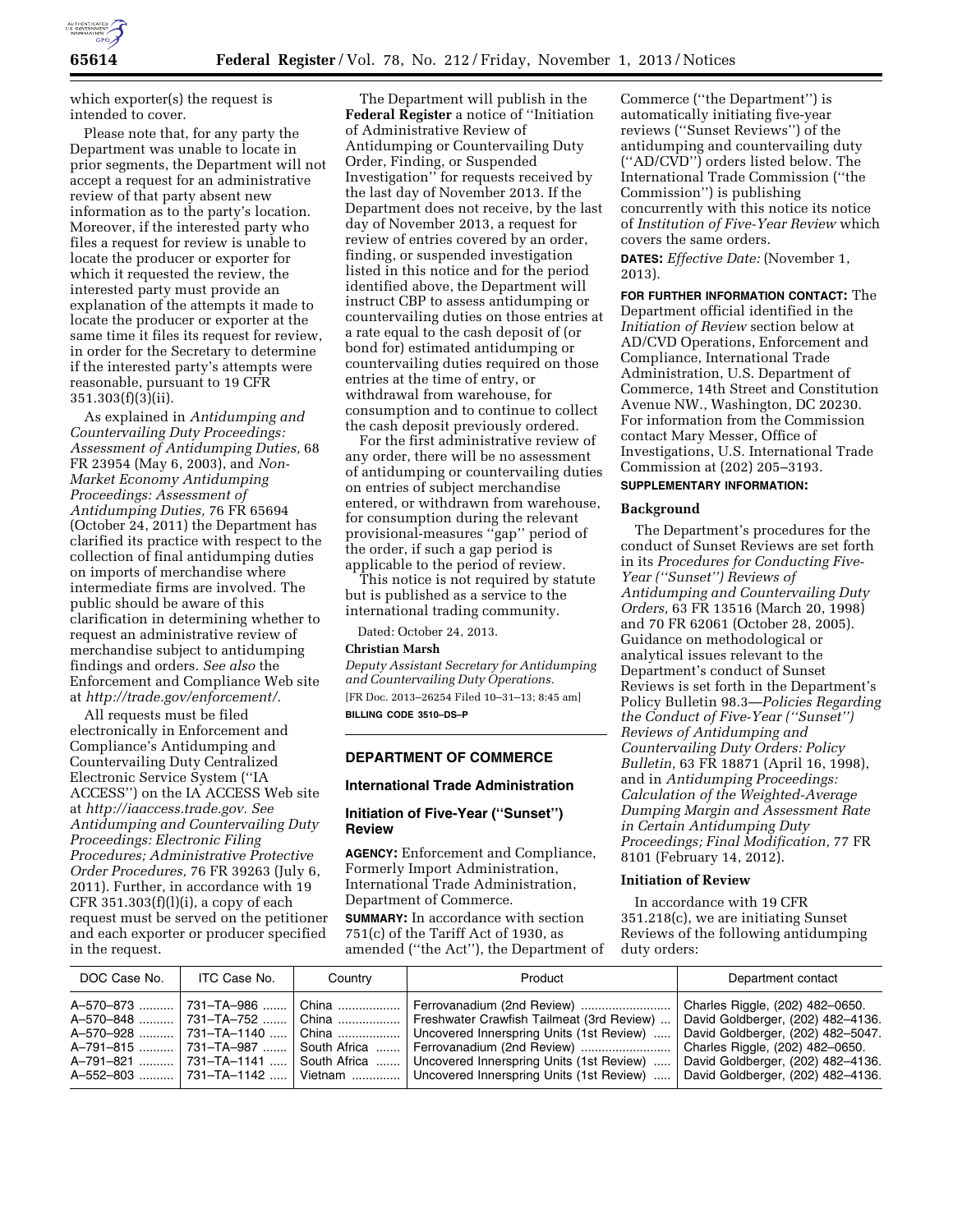which exporter(s) the request is intended to cover.

Please note that, for any party the Department was unable to locate in prior segments, the Department will not accept a request for an administrative review of that party absent new information as to the party's location. Moreover, if the interested party who files a request for review is unable to locate the producer or exporter for which it requested the review, the interested party must provide an explanation of the attempts it made to locate the producer or exporter at the same time it files its request for review, in order for the Secretary to determine if the interested party's attempts were reasonable, pursuant to 19 CFR 351.303(f)(3)(ii).

As explained in *Antidumping and Countervailing Duty Proceedings: Assessment of Antidumping Duties,* 68 FR 23954 (May 6, 2003), and *Non-Market Economy Antidumping Proceedings: Assessment of Antidumping Duties,* 76 FR 65694 (October 24, 2011) the Department has clarified its practice with respect to the collection of final antidumping duties on imports of merchandise where intermediate firms are involved. The public should be aware of this clarification in determining whether to request an administrative review of merchandise subject to antidumping findings and orders. *See also* the Enforcement and Compliance Web site at *http://trade.gov/enforcement/.*

All requests must be filed electronically in Enforcement and Compliance's Antidumping and Countervailing Duty Centralized Electronic Service System (''IA ACCESS'') on the IA ACCESS Web site at *http://iaaccess.trade.gov. See Antidumping and Countervailing Duty Proceedings: Electronic Filing Procedures; Administrative Protective Order Procedures,* 76 FR 39263 (July 6, 2011). Further, in accordance with 19 CFR 351.303(f)(l)(i), a copy of each request must be served on the petitioner and each exporter or producer specified in the request.

The Department will publish in the **Federal Register** a notice of ''Initiation of Administrative Review of Antidumping or Countervailing Duty Order, Finding, or Suspended Investigation'' for requests received by the last day of November 2013. If the Department does not receive, by the last day of November 2013, a request for review of entries covered by an order, finding, or suspended investigation listed in this notice and for the period identified above, the Department will instruct CBP to assess antidumping or countervailing duties on those entries at a rate equal to the cash deposit of (or bond for) estimated antidumping or countervailing duties required on those entries at the time of entry, or withdrawal from warehouse, for consumption and to continue to collect the cash deposit previously ordered.

For the first administrative review of any order, there will be no assessment of antidumping or countervailing duties on entries of subject merchandise entered, or withdrawn from warehouse, for consumption during the relevant provisional-measures ''gap'' period of the order, if such a gap period is applicable to the period of review.

This notice is not required by statute but is published as a service to the international trading community.

Dated: October 24, 2013.

**Christian Marsh**

*Deputy Assistant Secretary for Antidumping and Countervailing Duty Operations.*

[FR Doc. 2013–26254 Filed 10–31–13; 8:45 am]

**BILLING CODE 3510–DS–P**

## DEPARTMENT OF COMMERCE

### International Trade Administration

### Initiation of Five-Year (''Sunset'') Review

**AGENCY:** Enforcement and Compliance, Formerly Import Administration, International Trade Administration, Department of Commerce.

**SUMMARY:** In accordance with section 751(c) of the Tariff Act of 1930, as amended (''the Act''), the Department of Commerce (''the Department'') is automatically initiating five-year reviews (''Sunset Reviews'') of the antidumping and countervailing duty (''AD/CVD'') orders listed below. The International Trade Commission (''the Commission'') is publishing concurrently with this notice its notice of *Institution of Five-Year Review* which covers the same orders.

**DATES:** *Effective Date:* (November 1, 2013).

**FOR FURTHER INFORMATION CONTACT:** The Department official identified in the *Initiation of Review* section below at AD/CVD Operations, Enforcement and Compliance, International Trade Administration, U.S. Department of Commerce, 14th Street and Constitution Avenue NW., Washington, DC 20230. For information from the Commission contact Mary Messer, Office of Investigations, U.S. International Trade Commission at (202) 205–3193.

**SUPPLEMENTARY INFORMATION:**

**Background**

The Department's procedures for the conduct of Sunset Reviews are set forth in its *Procedures for Conducting Five-Year (''Sunset'') Reviews of Antidumping and Countervailing Duty Orders,* 63 FR 13516 (March 20, 1998) and 70 FR 62061 (October 28, 2005). Guidance on methodological or analytical issues relevant to the Department's conduct of Sunset Reviews is set forth in the Department's Policy Bulletin 98.3—*Policies Regarding the Conduct of Five-Year (''Sunset'') Reviews of Antidumping and Countervailing Duty Orders: Policy Bulletin,* 63 FR 18871 (April 16, 1998), and in *Antidumping Proceedings: Calculation of the Weighted-Average Dumping Margin and Assessment Rate in Certain Antidumping Duty Proceedings; Final Modification,* 77 FR 8101 (February 14, 2012).

**Initiation of Review**

In accordance with 19 CFR 351.218(c), we are initiating Sunset Reviews of the following antidumping duty orders:

| DOC Case No. | ITC Case No. | Country | Product | Department contact |
|---|---|---|---|---|
| A–570–873 | 731–TA–986 | China | Ferrovanadium (2nd Review) | Charles Riggle, (202) 482–0650. |
| A–570–848 | 731–TA–752 | China | Freshwater Crawfish Tailmeat (3rd Review) | David Goldberger, (202) 482–4136. |
| A–570–928 | 731–TA–1140 | China | Uncovered Innerspring Units (1st Review) | David Goldberger, (202) 482–5047. |
| A–791–815 | 731–TA–987 | South Africa | Ferrovanadium (2nd Review) | Charles Riggle, (202) 482–0650. |
| A–791–821 | 731–TA–1141 | South Africa | Uncovered Innerspring Units (1st Review) | David Goldberger, (202) 482–4136. |
| A–552–803 | 731–TA–1142 | Vietnam | Uncovered Innerspring Units (1st Review) | David Goldberger, (202) 482–4136. |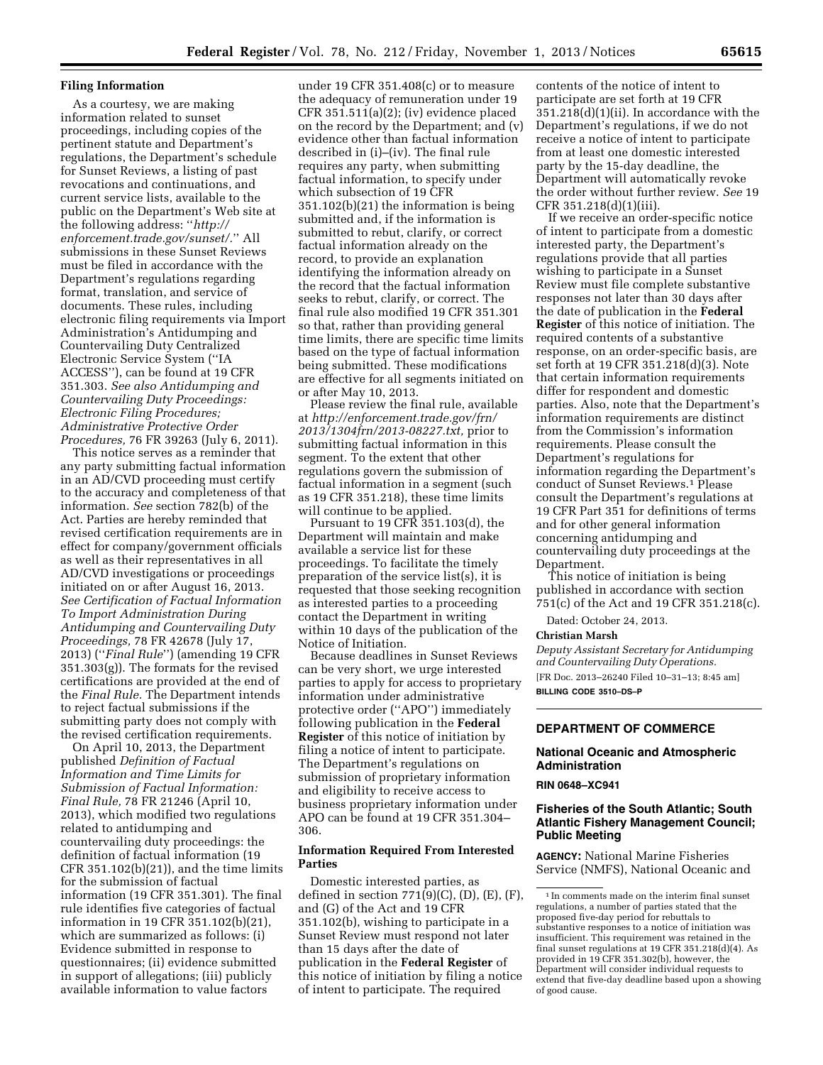### Filing Information

As a courtesy, we are making information related to sunset proceedings, including copies of the pertinent statute and Department's regulations, the Department's schedule for Sunset Reviews, a listing of past revocations and continuations, and current service lists, available to the public on the Department's Web site at the following address: ''*http://enforcement.trade.gov/sunset/*.'' All submissions in these Sunset Reviews must be filed in accordance with the Department's regulations regarding format, translation, and service of documents. These rules, including electronic filing requirements via Import Administration's Antidumping and Countervailing Duty Centralized Electronic Service System (''IA ACCESS''), can be found at 19 CFR 351.303. *See also Antidumping and Countervailing Duty Proceedings: Electronic Filing Procedures; Administrative Protective Order Procedures,* 76 FR 39263 (July 6, 2011).

This notice serves as a reminder that any party submitting factual information in an AD/CVD proceeding must certify to the accuracy and completeness of that information. *See* section 782(b) of the Act. Parties are hereby reminded that revised certification requirements are in effect for company/government officials as well as their representatives in all AD/CVD investigations or proceedings initiated on or after August 16, 2013. *See Certification of Factual Information To Import Administration During Antidumping and Countervailing Duty Proceedings,* 78 FR 42678 (July 17, 2013) (''*Final Rule*'') (amending 19 CFR 351.303(g)). The formats for the revised certifications are provided at the end of the *Final Rule.* The Department intends to reject factual submissions if the submitting party does not comply with the revised certification requirements.

On April 10, 2013, the Department published *Definition of Factual Information and Time Limits for Submission of Factual Information: Final Rule,* 78 FR 21246 (April 10, 2013), which modified two regulations related to antidumping and countervailing duty proceedings: the definition of factual information (19 CFR 351.102(b)(21)), and the time limits for the submission of factual information (19 CFR 351.301). The final rule identifies five categories of factual information in 19 CFR 351.102(b)(21), which are summarized as follows: (i) Evidence submitted in response to questionnaires; (ii) evidence submitted in support of allegations; (iii) publicly available information to value factors under 19 CFR 351.408(c) or to measure the adequacy of remuneration under 19 CFR 351.511(a)(2); (iv) evidence placed on the record by the Department; and (v) evidence other than factual information described in (i)–(iv). The final rule requires any party, when submitting factual information, to specify under which subsection of 19 CFR 351.102(b)(21) the information is being submitted and, if the information is submitted to rebut, clarify, or correct factual information already on the record, to provide an explanation identifying the information already on the record that the factual information seeks to rebut, clarify, or correct. The final rule also modified 19 CFR 351.301 so that, rather than providing general time limits, there are specific time limits based on the type of factual information being submitted. These modifications are effective for all segments initiated on or after May 10, 2013.

Please review the final rule, available at *http://enforcement.trade.gov/frn/2013/1304frn/2013-08227.txt,* prior to submitting factual information in this segment. To the extent that other regulations govern the submission of factual information in a segment (such as 19 CFR 351.218), these time limits will continue to be applied.

Pursuant to 19 CFR 351.103(d), the Department will maintain and make available a service list for these proceedings. To facilitate the timely preparation of the service list(s), it is requested that those seeking recognition as interested parties to a proceeding contact the Department in writing within 10 days of the publication of the Notice of Initiation.

Because deadlines in Sunset Reviews can be very short, we urge interested parties to apply for access to proprietary information under administrative protective order (''APO'') immediately following publication in the **Federal Register** of this notice of initiation by filing a notice of intent to participate. The Department's regulations on submission of proprietary information and eligibility to receive access to business proprietary information under APO can be found at 19 CFR 351.304–306.

### Information Required From Interested Parties

Domestic interested parties, as defined in section 771(9)(C), (D), (E), (F), and (G) of the Act and 19 CFR 351.102(b), wishing to participate in a Sunset Review must respond not later than 15 days after the date of publication in the **Federal Register** of this notice of initiation by filing a notice of intent to participate. The required contents of the notice of intent to participate are set forth at 19 CFR 351.218(d)(1)(ii). In accordance with the Department's regulations, if we do not receive a notice of intent to participate from at least one domestic interested party by the 15-day deadline, the Department will automatically revoke the order without further review. *See* 19 CFR 351.218(d)(1)(iii).

If we receive an order-specific notice of intent to participate from a domestic interested party, the Department's regulations provide that all parties wishing to participate in a Sunset Review must file complete substantive responses not later than 30 days after the date of publication in the **Federal Register** of this notice of initiation. The required contents of a substantive response, on an order-specific basis, are set forth at 19 CFR 351.218(d)(3). Note that certain information requirements differ for respondent and domestic parties. Also, note that the Department's information requirements are distinct from the Commission's information requirements. Please consult the Department's regulations for information regarding the Department's conduct of Sunset Reviews.[1] Please consult the Department's regulations at 19 CFR Part 351 for definitions of terms and for other general information concerning antidumping and countervailing duty proceedings at the Department.

This notice of initiation is being published in accordance with section 751(c) of the Act and 19 CFR 351.218(c).

Dated: October 24, 2013.

**Christian Marsh**

*Deputy Assistant Secretary for Antidumping and Countervailing Duty Operations.*

[FR Doc. 2013–26240 Filed 10–31–13; 8:45 am]

**BILLING CODE 3510–DS–P**

---

[1] In comments made on the interim final sunset regulations, a number of parties stated that the proposed five-day period for rebuttals to substantive responses to a notice of initiation was insufficient. This requirement was retained in the final sunset regulations at 19 CFR 351.218(d)(4). As provided in 19 CFR 351.302(b), however, the Department will consider individual requests to extend that five-day deadline based upon a showing of good cause.

---

## DEPARTMENT OF COMMERCE

### National Oceanic and Atmospheric Administration

**RIN 0648–XC941**

### Fisheries of the South Atlantic; South Atlantic Fishery Management Council; Public Meeting

**AGENCY:** National Marine Fisheries Service (NMFS), National Oceanic and